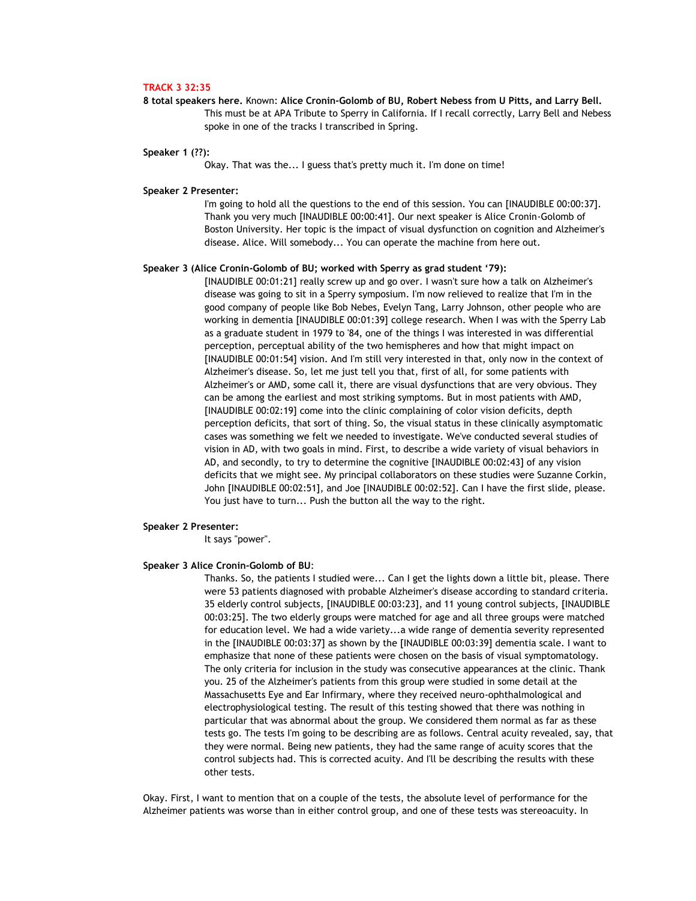**TRACK 3 32:35**

**8 total speakers here.** Known: **Alice Cronin-Golomb of BU, Robert Nebess from U Pitts, and Larry Bell.**

This must be at APA Tribute to Sperry in California. If I recall correctly, Larry Bell and Nebess spoke in one of the tracks I transcribed in Spring.

**Speaker 1 (??):**

Okay. That was the... I guess that's pretty much it. I'm done on time!

**Speaker 2 Presenter:**

I'm going to hold all the questions to the end of this session. You can [INAUDIBLE 00:00:37]. Thank you very much [INAUDIBLE 00:00:41]. Our next speaker is Alice Cronin-Golomb of Boston University. Her topic is the impact of visual dysfunction on cognition and Alzheimer's disease. Alice. Will somebody... You can operate the machine from here out.

**Speaker 3 (Alice Cronin-Golomb of BU; worked with Sperry as grad student '79):**

[INAUDIBLE 00:01:21] really screw up and go over. I wasn't sure how a talk on Alzheimer's disease was going to sit in a Sperry symposium. I'm now relieved to realize that I'm in the good company of people like Bob Nebes, Evelyn Tang, Larry Johnson, other people who are working in dementia [INAUDIBLE 00:01:39] college research. When I was with the Sperry Lab as a graduate student in 1979 to '84, one of the things I was interested in was differential perception, perceptual ability of the two hemispheres and how that might impact on [INAUDIBLE 00:01:54] vision. And I'm still very interested in that, only now in the context of Alzheimer's disease. So, let me just tell you that, first of all, for some patients with Alzheimer's or AMD, some call it, there are visual dysfunctions that are very obvious. They can be among the earliest and most striking symptoms. But in most patients with AMD, [INAUDIBLE 00:02:19] come into the clinic complaining of color vision deficits, depth perception deficits, that sort of thing. So, the visual status in these clinically asymptomatic cases was something we felt we needed to investigate. We've conducted several studies of vision in AD, with two goals in mind. First, to describe a wide variety of visual behaviors in AD, and secondly, to try to determine the cognitive [INAUDIBLE 00:02:43] of any vision deficits that we might see. My principal collaborators on these studies were Suzanne Corkin, John [INAUDIBLE 00:02:51], and Joe [INAUDIBLE 00:02:52]. Can I have the first slide, please. You just have to turn... Push the button all the way to the right.

**Speaker 2 Presenter:**

It says "power".

**Speaker 3 Alice Cronin-Golomb of BU**:

Thanks. So, the patients I studied were... Can I get the lights down a little bit, please. There were 53 patients diagnosed with probable Alzheimer's disease according to standard criteria. 35 elderly control subjects, [INAUDIBLE 00:03:23], and 11 young control subjects, [INAUDIBLE 00:03:25]. The two elderly groups were matched for age and all three groups were matched for education level. We had a wide variety...a wide range of dementia severity represented in the [INAUDIBLE 00:03:37] as shown by the [INAUDIBLE 00:03:39] dementia scale. I want to emphasize that none of these patients were chosen on the basis of visual symptomatology. The only criteria for inclusion in the study was consecutive appearances at the clinic. Thank you. 25 of the Alzheimer's patients from this group were studied in some detail at the Massachusetts Eye and Ear Infirmary, where they received neuro-ophthalmological and electrophysiological testing. The result of this testing showed that there was nothing in particular that was abnormal about the group. We considered them normal as far as these tests go. The tests I'm going to be describing are as follows. Central acuity revealed, say, that they were normal. Being new patients, they had the same range of acuity scores that the control subjects had. This is corrected acuity. And I'll be describing the results with these other tests.

Okay. First, I want to mention that on a couple of the tests, the absolute level of performance for the Alzheimer patients was worse than in either control group, and one of these tests was stereoacuity. In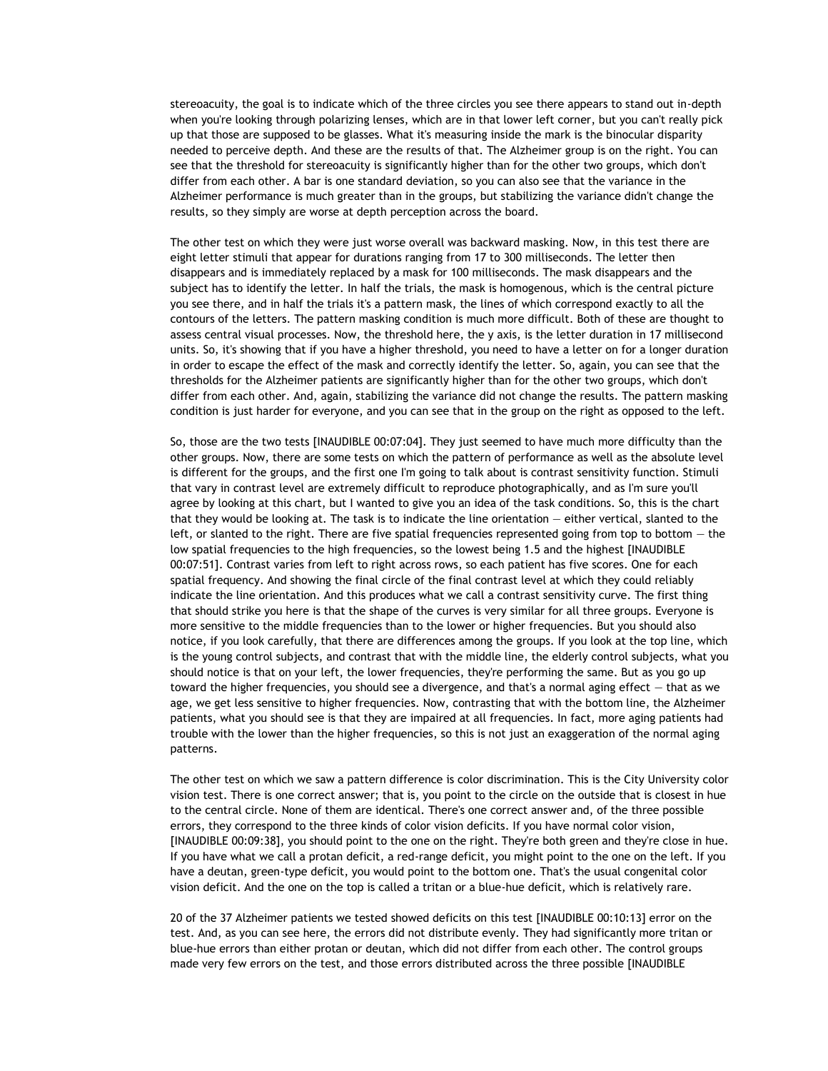stereoacuity, the goal is to indicate which of the three circles you see there appears to stand out in-depth when you're looking through polarizing lenses, which are in that lower left corner, but you can't really pick up that those are supposed to be glasses. What it's measuring inside the mark is the binocular disparity needed to perceive depth. And these are the results of that. The Alzheimer group is on the right. You can see that the threshold for stereoacuity is significantly higher than for the other two groups, which don't differ from each other. A bar is one standard deviation, so you can also see that the variance in the Alzheimer performance is much greater than in the groups, but stabilizing the variance didn't change the results, so they simply are worse at depth perception across the board.

The other test on which they were just worse overall was backward masking. Now, in this test there are eight letter stimuli that appear for durations ranging from 17 to 300 milliseconds. The letter then disappears and is immediately replaced by a mask for 100 milliseconds. The mask disappears and the subject has to identify the letter. In half the trials, the mask is homogenous, which is the central picture you see there, and in half the trials it's a pattern mask, the lines of which correspond exactly to all the contours of the letters. The pattern masking condition is much more difficult. Both of these are thought to assess central visual processes. Now, the threshold here, the y axis, is the letter duration in 17 millisecond units. So, it's showing that if you have a higher threshold, you need to have a letter on for a longer duration in order to escape the effect of the mask and correctly identify the letter. So, again, you can see that the thresholds for the Alzheimer patients are significantly higher than for the other two groups, which don't differ from each other. And, again, stabilizing the variance did not change the results. The pattern masking condition is just harder for everyone, and you can see that in the group on the right as opposed to the left.

So, those are the two tests [INAUDIBLE 00:07:04]. They just seemed to have much more difficulty than the other groups. Now, there are some tests on which the pattern of performance as well as the absolute level is different for the groups, and the first one I'm going to talk about is contrast sensitivity function. Stimuli that vary in contrast level are extremely difficult to reproduce photographically, and as I'm sure you'll agree by looking at this chart, but I wanted to give you an idea of the task conditions. So, this is the chart that they would be looking at. The task is to indicate the line orientation — either vertical, slanted to the left, or slanted to the right. There are five spatial frequencies represented going from top to bottom — the low spatial frequencies to the high frequencies, so the lowest being 1.5 and the highest [INAUDIBLE 00:07:51]. Contrast varies from left to right across rows, so each patient has five scores. One for each spatial frequency. And showing the final circle of the final contrast level at which they could reliably indicate the line orientation. And this produces what we call a contrast sensitivity curve. The first thing that should strike you here is that the shape of the curves is very similar for all three groups. Everyone is more sensitive to the middle frequencies than to the lower or higher frequencies. But you should also notice, if you look carefully, that there are differences among the groups. If you look at the top line, which is the young control subjects, and contrast that with the middle line, the elderly control subjects, what you should notice is that on your left, the lower frequencies, they're performing the same. But as you go up toward the higher frequencies, you should see a divergence, and that's a normal aging effect — that as we age, we get less sensitive to higher frequencies. Now, contrasting that with the bottom line, the Alzheimer patients, what you should see is that they are impaired at all frequencies. In fact, more aging patients had trouble with the lower than the higher frequencies, so this is not just an exaggeration of the normal aging patterns.

The other test on which we saw a pattern difference is color discrimination. This is the City University color vision test. There is one correct answer; that is, you point to the circle on the outside that is closest in hue to the central circle. None of them are identical. There's one correct answer and, of the three possible errors, they correspond to the three kinds of color vision deficits. If you have normal color vision, [INAUDIBLE 00:09:38], you should point to the one on the right. They're both green and they're close in hue. If you have what we call a protan deficit, a red-range deficit, you might point to the one on the left. If you have a deutan, green-type deficit, you would point to the bottom one. That's the usual congenital color vision deficit. And the one on the top is called a tritan or a blue-hue deficit, which is relatively rare.

20 of the 37 Alzheimer patients we tested showed deficits on this test [INAUDIBLE 00:10:13] error on the test. And, as you can see here, the errors did not distribute evenly. They had significantly more tritan or blue-hue errors than either protan or deutan, which did not differ from each other. The control groups made very few errors on the test, and those errors distributed across the three possible [INAUDIBLE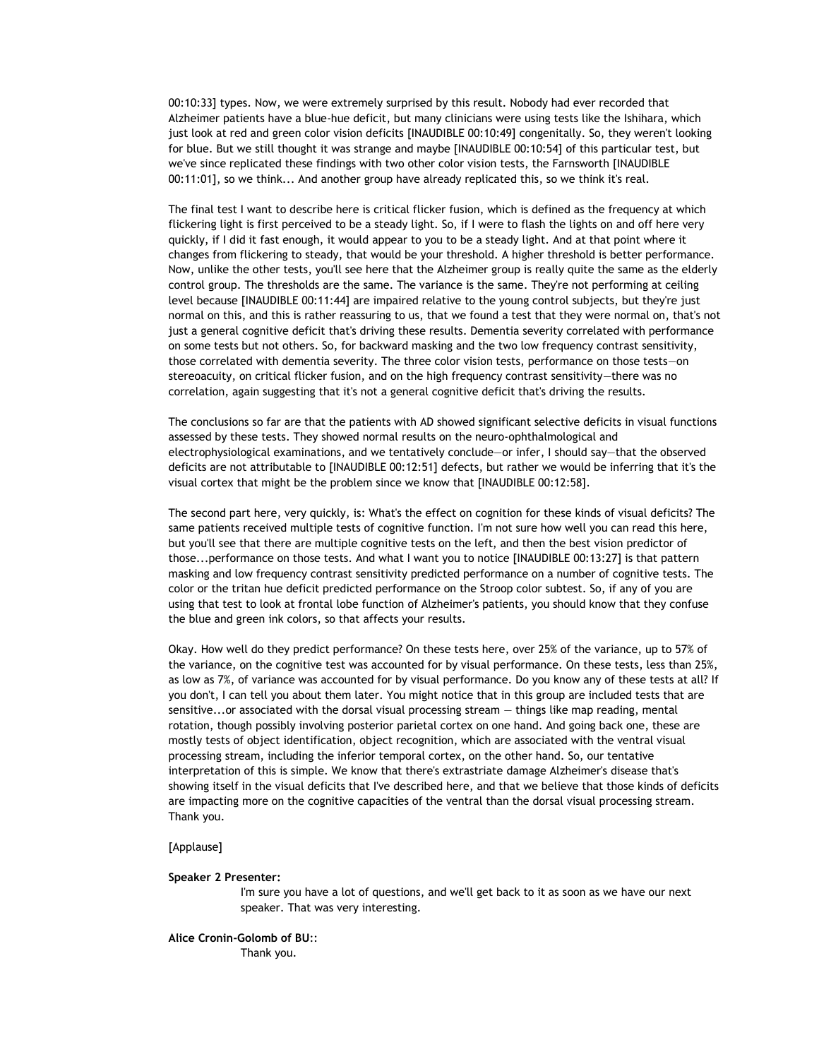00:10:33] types. Now, we were extremely surprised by this result. Nobody had ever recorded that Alzheimer patients have a blue-hue deficit, but many clinicians were using tests like the Ishihara, which just look at red and green color vision deficits [INAUDIBLE 00:10:49] congenitally. So, they weren't looking for blue. But we still thought it was strange and maybe [INAUDIBLE 00:10:54] of this particular test, but we've since replicated these findings with two other color vision tests, the Farnsworth [INAUDIBLE 00:11:01], so we think... And another group have already replicated this, so we think it's real.

The final test I want to describe here is critical flicker fusion, which is defined as the frequency at which flickering light is first perceived to be a steady light. So, if I were to flash the lights on and off here very quickly, if I did it fast enough, it would appear to you to be a steady light. And at that point where it changes from flickering to steady, that would be your threshold. A higher threshold is better performance. Now, unlike the other tests, you'll see here that the Alzheimer group is really quite the same as the elderly control group. The thresholds are the same. The variance is the same. They're not performing at ceiling level because [INAUDIBLE 00:11:44] are impaired relative to the young control subjects, but they're just normal on this, and this is rather reassuring to us, that we found a test that they were normal on, that's not just a general cognitive deficit that's driving these results. Dementia severity correlated with performance on some tests but not others. So, for backward masking and the two low frequency contrast sensitivity, those correlated with dementia severity. The three color vision tests, performance on those tests—on stereoacuity, on critical flicker fusion, and on the high frequency contrast sensitivity—there was no correlation, again suggesting that it's not a general cognitive deficit that's driving the results.

The conclusions so far are that the patients with AD showed significant selective deficits in visual functions assessed by these tests. They showed normal results on the neuro-ophthalmological and electrophysiological examinations, and we tentatively conclude—or infer, I should say—that the observed deficits are not attributable to [INAUDIBLE 00:12:51] defects, but rather we would be inferring that it's the visual cortex that might be the problem since we know that [INAUDIBLE 00:12:58].

The second part here, very quickly, is: What's the effect on cognition for these kinds of visual deficits? The same patients received multiple tests of cognitive function. I'm not sure how well you can read this here, but you'll see that there are multiple cognitive tests on the left, and then the best vision predictor of those...performance on those tests. And what I want you to notice [INAUDIBLE 00:13:27] is that pattern masking and low frequency contrast sensitivity predicted performance on a number of cognitive tests. The color or the tritan hue deficit predicted performance on the Stroop color subtest. So, if any of you are using that test to look at frontal lobe function of Alzheimer's patients, you should know that they confuse the blue and green ink colors, so that affects your results.

Okay. How well do they predict performance? On these tests here, over 25% of the variance, up to 57% of the variance, on the cognitive test was accounted for by visual performance. On these tests, less than 25%, as low as 7%, of variance was accounted for by visual performance. Do you know any of these tests at all? If you don't, I can tell you about them later. You might notice that in this group are included tests that are sensitive...or associated with the dorsal visual processing stream — things like map reading, mental rotation, though possibly involving posterior parietal cortex on one hand. And going back one, these are mostly tests of object identification, object recognition, which are associated with the ventral visual processing stream, including the inferior temporal cortex, on the other hand. So, our tentative interpretation of this is simple. We know that there's extrastriate damage Alzheimer's disease that's showing itself in the visual deficits that I've described here, and that we believe that those kinds of deficits are impacting more on the cognitive capacities of the ventral than the dorsal visual processing stream. Thank you.

[Applause]

**Speaker 2 Presenter:**

I'm sure you have a lot of questions, and we'll get back to it as soon as we have our next speaker. That was very interesting.

**Alice Cronin-Golomb of BU:**:

Thank you.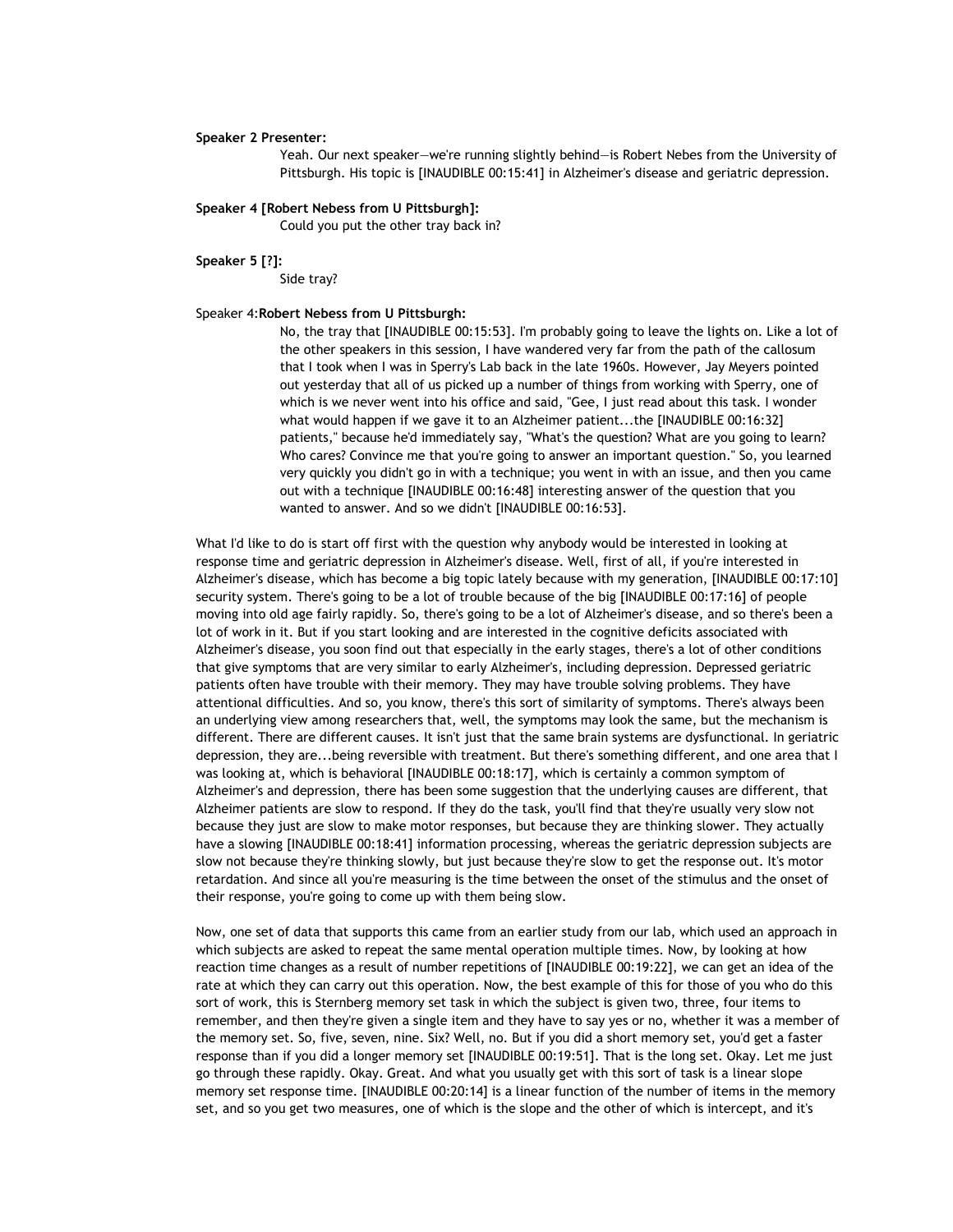**Speaker 2 Presenter:**

Yeah. Our next speaker—we're running slightly behind—is Robert Nebes from the University of Pittsburgh. His topic is [INAUDIBLE 00:15:41] in Alzheimer's disease and geriatric depression.

**Speaker 4 [Robert Nebess from U Pittsburgh]:**

Could you put the other tray back in?

**Speaker 5 [?]:**

Side tray?

Speaker 4:**Robert Nebess from U Pittsburgh:**

No, the tray that [INAUDIBLE 00:15:53]. I'm probably going to leave the lights on. Like a lot of the other speakers in this session, I have wandered very far from the path of the callosum that I took when I was in Sperry's Lab back in the late 1960s. However, Jay Meyers pointed out yesterday that all of us picked up a number of things from working with Sperry, one of which is we never went into his office and said, "Gee, I just read about this task. I wonder what would happen if we gave it to an Alzheimer patient...the [INAUDIBLE 00:16:32] patients," because he'd immediately say, "What's the question? What are you going to learn? Who cares? Convince me that you're going to answer an important question." So, you learned very quickly you didn't go in with a technique; you went in with an issue, and then you came out with a technique [INAUDIBLE 00:16:48] interesting answer of the question that you wanted to answer. And so we didn't [INAUDIBLE 00:16:53].

What I'd like to do is start off first with the question why anybody would be interested in looking at response time and geriatric depression in Alzheimer's disease. Well, first of all, if you're interested in Alzheimer's disease, which has become a big topic lately because with my generation, [INAUDIBLE 00:17:10] security system. There's going to be a lot of trouble because of the big [INAUDIBLE 00:17:16] of people moving into old age fairly rapidly. So, there's going to be a lot of Alzheimer's disease, and so there's been a lot of work in it. But if you start looking and are interested in the cognitive deficits associated with Alzheimer's disease, you soon find out that especially in the early stages, there's a lot of other conditions that give symptoms that are very similar to early Alzheimer's, including depression. Depressed geriatric patients often have trouble with their memory. They may have trouble solving problems. They have attentional difficulties. And so, you know, there's this sort of similarity of symptoms. There's always been an underlying view among researchers that, well, the symptoms may look the same, but the mechanism is different. There are different causes. It isn't just that the same brain systems are dysfunctional. In geriatric depression, they are...being reversible with treatment. But there's something different, and one area that I was looking at, which is behavioral [INAUDIBLE 00:18:17], which is certainly a common symptom of Alzheimer's and depression, there has been some suggestion that the underlying causes are different, that Alzheimer patients are slow to respond. If they do the task, you'll find that they're usually very slow not because they just are slow to make motor responses, but because they are thinking slower. They actually have a slowing [INAUDIBLE 00:18:41] information processing, whereas the geriatric depression subjects are slow not because they're thinking slowly, but just because they're slow to get the response out. It's motor retardation. And since all you're measuring is the time between the onset of the stimulus and the onset of their response, you're going to come up with them being slow.

Now, one set of data that supports this came from an earlier study from our lab, which used an approach in which subjects are asked to repeat the same mental operation multiple times. Now, by looking at how reaction time changes as a result of number repetitions of [INAUDIBLE 00:19:22], we can get an idea of the rate at which they can carry out this operation. Now, the best example of this for those of you who do this sort of work, this is Sternberg memory set task in which the subject is given two, three, four items to remember, and then they're given a single item and they have to say yes or no, whether it was a member of the memory set. So, five, seven, nine. Six? Well, no. But if you did a short memory set, you'd get a faster response than if you did a longer memory set [INAUDIBLE 00:19:51]. That is the long set. Okay. Let me just go through these rapidly. Okay. Great. And what you usually get with this sort of task is a linear slope memory set response time. [INAUDIBLE 00:20:14] is a linear function of the number of items in the memory set, and so you get two measures, one of which is the slope and the other of which is intercept, and it's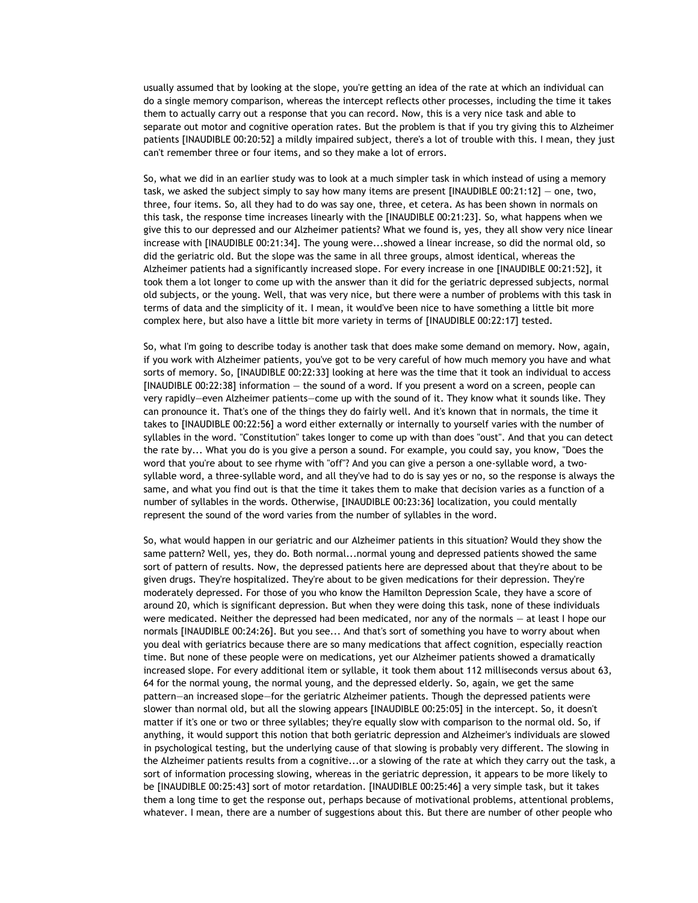usually assumed that by looking at the slope, you're getting an idea of the rate at which an individual can do a single memory comparison, whereas the intercept reflects other processes, including the time it takes them to actually carry out a response that you can record. Now, this is a very nice task and able to separate out motor and cognitive operation rates. But the problem is that if you try giving this to Alzheimer patients [INAUDIBLE 00:20:52] a mildly impaired subject, there's a lot of trouble with this. I mean, they just can't remember three or four items, and so they make a lot of errors.

So, what we did in an earlier study was to look at a much simpler task in which instead of using a memory task, we asked the subject simply to say how many items are present [INAUDIBLE 00:21:12] — one, two, three, four items. So, all they had to do was say one, three, et cetera. As has been shown in normals on this task, the response time increases linearly with the [INAUDIBLE 00:21:23]. So, what happens when we give this to our depressed and our Alzheimer patients? What we found is, yes, they all show very nice linear increase with [INAUDIBLE 00:21:34]. The young were...showed a linear increase, so did the normal old, so did the geriatric old. But the slope was the same in all three groups, almost identical, whereas the Alzheimer patients had a significantly increased slope. For every increase in one [INAUDIBLE 00:21:52], it took them a lot longer to come up with the answer than it did for the geriatric depressed subjects, normal old subjects, or the young. Well, that was very nice, but there were a number of problems with this task in terms of data and the simplicity of it. I mean, it would've been nice to have something a little bit more complex here, but also have a little bit more variety in terms of [INAUDIBLE 00:22:17] tested.

So, what I'm going to describe today is another task that does make some demand on memory. Now, again, if you work with Alzheimer patients, you've got to be very careful of how much memory you have and what sorts of memory. So, [INAUDIBLE 00:22:33] looking at here was the time that it took an individual to access [INAUDIBLE 00:22:38] information — the sound of a word. If you present a word on a screen, people can very rapidly—even Alzheimer patients—come up with the sound of it. They know what it sounds like. They can pronounce it. That's one of the things they do fairly well. And it's known that in normals, the time it takes to [INAUDIBLE 00:22:56] a word either externally or internally to yourself varies with the number of syllables in the word. "Constitution" takes longer to come up with than does "oust". And that you can detect the rate by... What you do is you give a person a sound. For example, you could say, you know, "Does the word that you're about to see rhyme with "off"? And you can give a person a one-syllable word, a two-syllable word, a three-syllable word, and all they've had to do is say yes or no, so the response is always the same, and what you find out is that the time it takes them to make that decision varies as a function of a number of syllables in the words. Otherwise, [INAUDIBLE 00:23:36] localization, you could mentally represent the sound of the word varies from the number of syllables in the word.

So, what would happen in our geriatric and our Alzheimer patients in this situation? Would they show the same pattern? Well, yes, they do. Both normal...normal young and depressed patients showed the same sort of pattern of results. Now, the depressed patients here are depressed about that they're about to be given drugs. They're hospitalized. They're about to be given medications for their depression. They're moderately depressed. For those of you who know the Hamilton Depression Scale, they have a score of around 20, which is significant depression. But when they were doing this task, none of these individuals were medicated. Neither the depressed had been medicated, nor any of the normals — at least I hope our normals [INAUDIBLE 00:24:26]. But you see... And that's sort of something you have to worry about when you deal with geriatrics because there are so many medications that affect cognition, especially reaction time. But none of these people were on medications, yet our Alzheimer patients showed a dramatically increased slope. For every additional item or syllable, it took them about 112 milliseconds versus about 63, 64 for the normal young, the normal young, and the depressed elderly. So, again, we get the same pattern—an increased slope—for the geriatric Alzheimer patients. Though the depressed patients were slower than normal old, but all the slowing appears [INAUDIBLE 00:25:05] in the intercept. So, it doesn't matter if it's one or two or three syllables; they're equally slow with comparison to the normal old. So, if anything, it would support this notion that both geriatric depression and Alzheimer's individuals are slowed in psychological testing, but the underlying cause of that slowing is probably very different. The slowing in the Alzheimer patients results from a cognitive...or a slowing of the rate at which they carry out the task, a sort of information processing slowing, whereas in the geriatric depression, it appears to be more likely to be [INAUDIBLE 00:25:43] sort of motor retardation. [INAUDIBLE 00:25:46] a very simple task, but it takes them a long time to get the response out, perhaps because of motivational problems, attentional problems, whatever. I mean, there are a number of suggestions about this. But there are number of other people who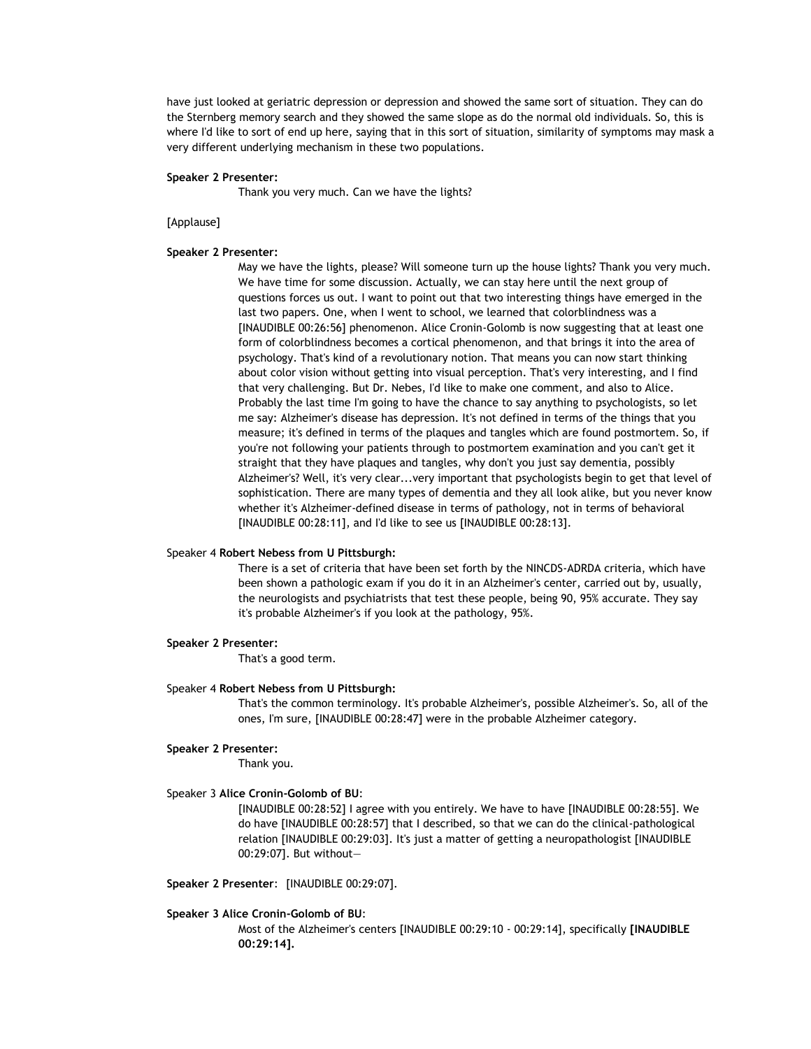have just looked at geriatric depression or depression and showed the same sort of situation. They can do the Sternberg memory search and they showed the same slope as do the normal old individuals. So, this is where I'd like to sort of end up here, saying that in this sort of situation, similarity of symptoms may mask a very different underlying mechanism in these two populations.

**Speaker 2 Presenter:**

Thank you very much. Can we have the lights?

[Applause]

**Speaker 2 Presenter:**

May we have the lights, please? Will someone turn up the house lights? Thank you very much. We have time for some discussion. Actually, we can stay here until the next group of questions forces us out. I want to point out that two interesting things have emerged in the last two papers. One, when I went to school, we learned that colorblindness was a [INAUDIBLE 00:26:56] phenomenon. Alice Cronin-Golomb is now suggesting that at least one form of colorblindness becomes a cortical phenomenon, and that brings it into the area of psychology. That's kind of a revolutionary notion. That means you can now start thinking about color vision without getting into visual perception. That's very interesting, and I find that very challenging. But Dr. Nebes, I'd like to make one comment, and also to Alice. Probably the last time I'm going to have the chance to say anything to psychologists, so let me say: Alzheimer's disease has depression. It's not defined in terms of the things that you measure; it's defined in terms of the plaques and tangles which are found postmortem. So, if you're not following your patients through to postmortem examination and you can't get it straight that they have plaques and tangles, why don't you just say dementia, possibly Alzheimer's? Well, it's very clear...very important that psychologists begin to get that level of sophistication. There are many types of dementia and they all look alike, but you never know whether it's Alzheimer-defined disease in terms of pathology, not in terms of behavioral [INAUDIBLE 00:28:11], and I'd like to see us [INAUDIBLE 00:28:13].

Speaker 4 **Robert Nebess from U Pittsburgh:**

There is a set of criteria that have been set forth by the NINCDS-ADRDA criteria, which have been shown a pathologic exam if you do it in an Alzheimer's center, carried out by, usually, the neurologists and psychiatrists that test these people, being 90, 95% accurate. They say it's probable Alzheimer's if you look at the pathology, 95%.

**Speaker 2 Presenter:**

That's a good term.

Speaker 4 **Robert Nebess from U Pittsburgh:**

That's the common terminology. It's probable Alzheimer's, possible Alzheimer's. So, all of the ones, I'm sure, [INAUDIBLE 00:28:47] were in the probable Alzheimer category.

**Speaker 2 Presenter:**

Thank you.

Speaker 3 **Alice Cronin-Golomb of BU**:

[INAUDIBLE 00:28:52] I agree with you entirely. We have to have [INAUDIBLE 00:28:55]. We do have [INAUDIBLE 00:28:57] that I described, so that we can do the clinical-pathological relation [INAUDIBLE 00:29:03]. It's just a matter of getting a neuropathologist [INAUDIBLE 00:29:07]. But without—

**Speaker 2 Presenter**: [INAUDIBLE 00:29:07].

**Speaker 3 Alice Cronin-Golomb of BU**:

Most of the Alzheimer's centers [INAUDIBLE 00:29:10 - 00:29:14], specifically **[INAUDIBLE 00:29:14].**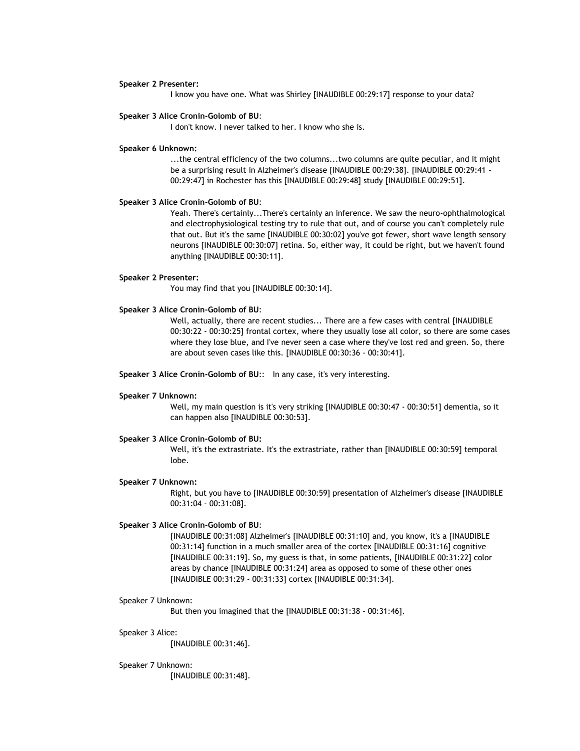**Speaker 2 Presenter:**

I know you have one. What was Shirley [INAUDIBLE 00:29:17] response to your data?

**Speaker 3 Alice Cronin-Golomb of BU**:

I don't know. I never talked to her. I know who she is.

**Speaker 6 Unknown:**

...the central efficiency of the two columns...two columns are quite peculiar, and it might be a surprising result in Alzheimer's disease [INAUDIBLE 00:29:38]. [INAUDIBLE 00:29:41 - 00:29:47] in Rochester has this [INAUDIBLE 00:29:48] study [INAUDIBLE 00:29:51].

**Speaker 3 Alice Cronin-Golomb of BU**:

Yeah. There's certainly...There's certainly an inference. We saw the neuro-ophthalmological and electrophysiological testing try to rule that out, and of course you can't completely rule that out. But it's the same [INAUDIBLE 00:30:02] you've got fewer, short wave length sensory neurons [INAUDIBLE 00:30:07] retina. So, either way, it could be right, but we haven't found anything [INAUDIBLE 00:30:11].

**Speaker 2 Presenter:**

You may find that you [INAUDIBLE 00:30:14].

**Speaker 3 Alice Cronin-Golomb of BU**:

Well, actually, there are recent studies... There are a few cases with central [INAUDIBLE 00:30:22 - 00:30:25] frontal cortex, where they usually lose all color, so there are some cases where they lose blue, and I've never seen a case where they've lost red and green. So, there are about seven cases like this. [INAUDIBLE 00:30:36 - 00:30:41].

**Speaker 3 Alice Cronin-Golomb of BU**:: In any case, it's very interesting.

**Speaker 7 Unknown:**

Well, my main question is it's very striking [INAUDIBLE 00:30:47 - 00:30:51] dementia, so it can happen also [INAUDIBLE 00:30:53].

**Speaker 3 Alice Cronin-Golomb of BU:**

Well, it's the extrastriate. It's the extrastriate, rather than [INAUDIBLE 00:30:59] temporal lobe.

**Speaker 7 Unknown:**

Right, but you have to [INAUDIBLE 00:30:59] presentation of Alzheimer's disease [INAUDIBLE 00:31:04 - 00:31:08].

**Speaker 3 Alice Cronin-Golomb of BU**:

[INAUDIBLE 00:31:08] Alzheimer's [INAUDIBLE 00:31:10] and, you know, it's a [INAUDIBLE 00:31:14] function in a much smaller area of the cortex [INAUDIBLE 00:31:16] cognitive [INAUDIBLE 00:31:19]. So, my guess is that, in some patients, [INAUDIBLE 00:31:22] color areas by chance [INAUDIBLE 00:31:24] area as opposed to some of these other ones [INAUDIBLE 00:31:29 - 00:31:33] cortex [INAUDIBLE 00:31:34].

Speaker 7 Unknown:

But then you imagined that the [INAUDIBLE 00:31:38 - 00:31:46].

Speaker 3 Alice:

[INAUDIBLE 00:31:46].

Speaker 7 Unknown:

[INAUDIBLE 00:31:48].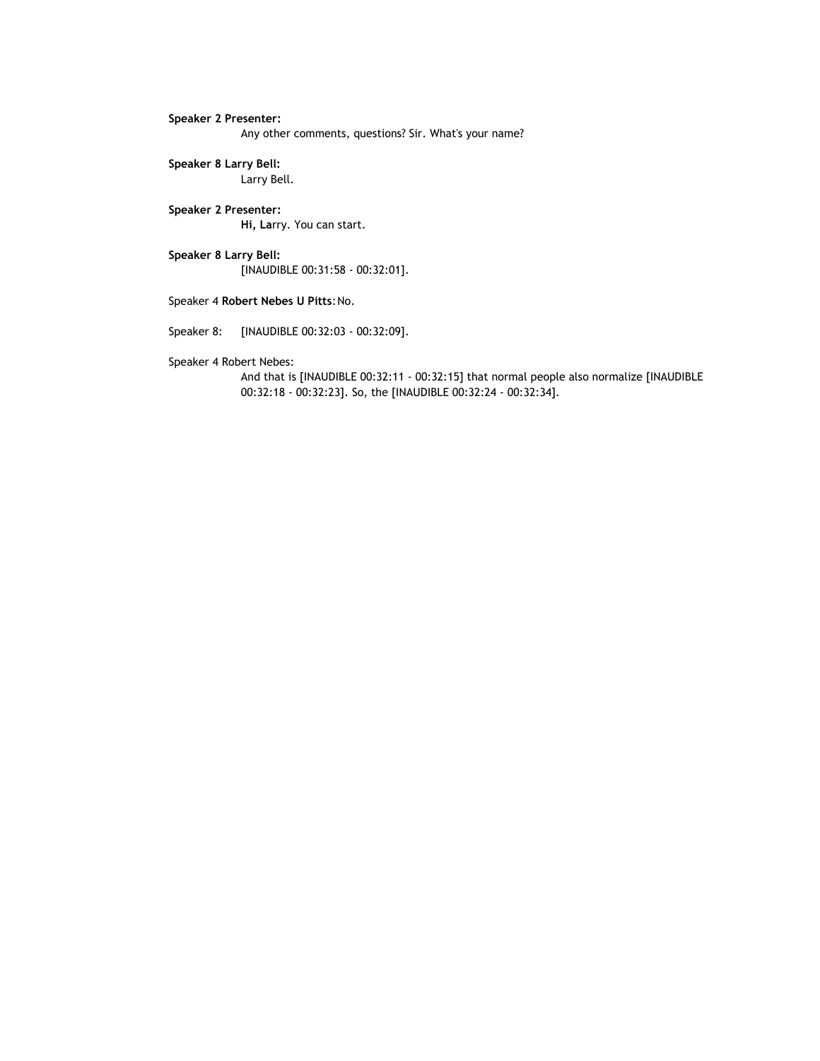**Speaker 2 Presenter:**

Any other comments, questions? Sir. What's your name?

**Speaker 8 Larry Bell:**

Larry Bell.

**Speaker 2 Presenter:**

**Hi, La**rry. You can start.

**Speaker 8 Larry Bell:**

[INAUDIBLE 00:31:58 - 00:32:01].

Speaker 4 **Robert Nebes U Pitts**: No.

Speaker 8: [INAUDIBLE 00:32:03 - 00:32:09].

Speaker 4 Robert Nebes:

And that is [INAUDIBLE 00:32:11 - 00:32:15] that normal people also normalize [INAUDIBLE 00:32:18 - 00:32:23]. So, the [INAUDIBLE 00:32:24 - 00:32:34].